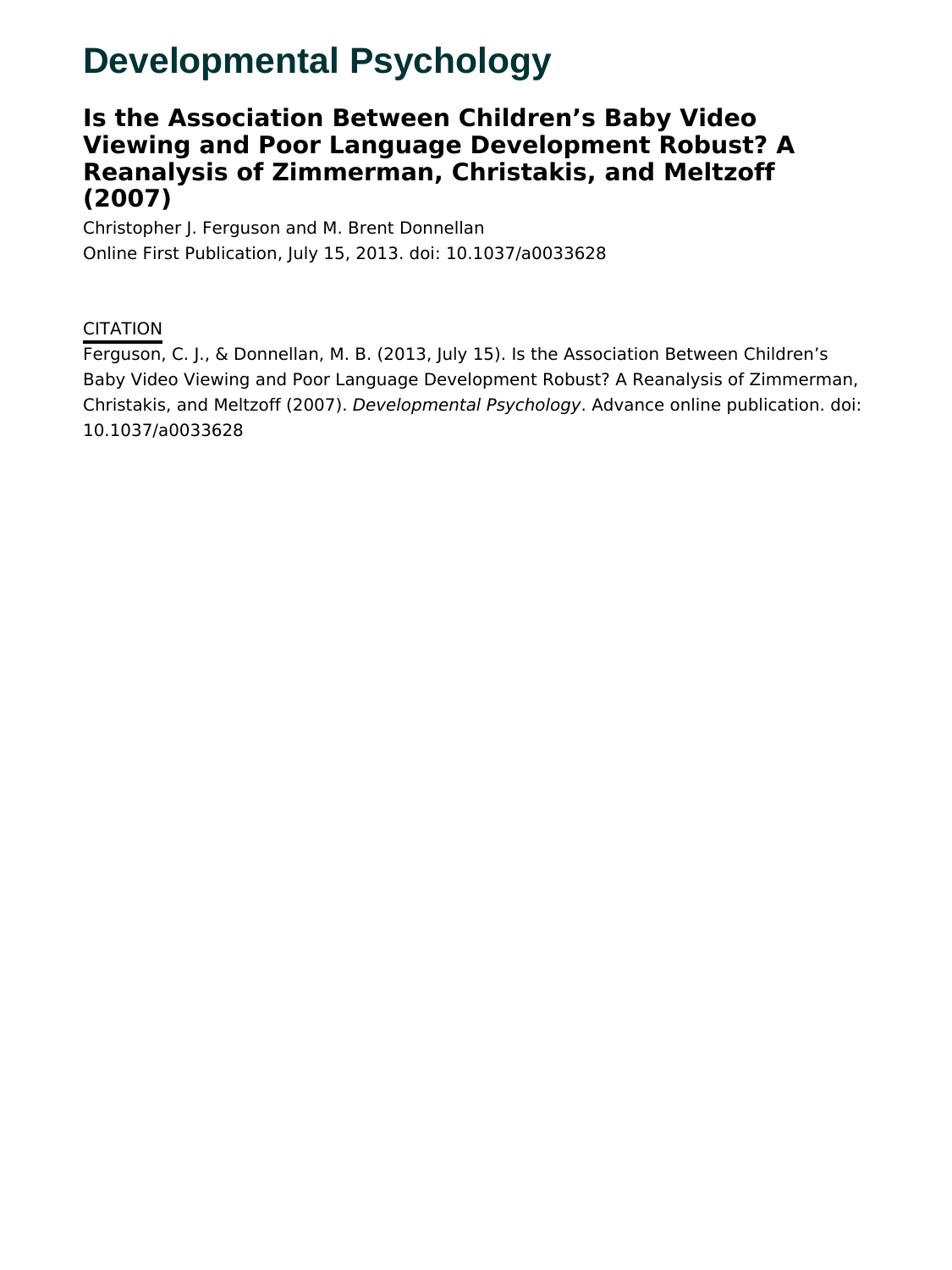# Developmental Psychology

## Is the Association Between Children's Baby Video Viewing and Poor Language Development Robust? A Reanalysis of Zimmerman, Christakis, and Meltzoff (2007)

Christopher J. Ferguson and M. Brent Donnellan

Online First Publication, July 15, 2013. doi: 10.1037/a0033628

CITATION

Ferguson, C. J., & Donnellan, M. B. (2013, July 15). Is the Association Between Children's Baby Video Viewing and Poor Language Development Robust? A Reanalysis of Zimmerman, Christakis, and Meltzoff (2007). *Developmental Psychology*. Advance online publication. doi: 10.1037/a0033628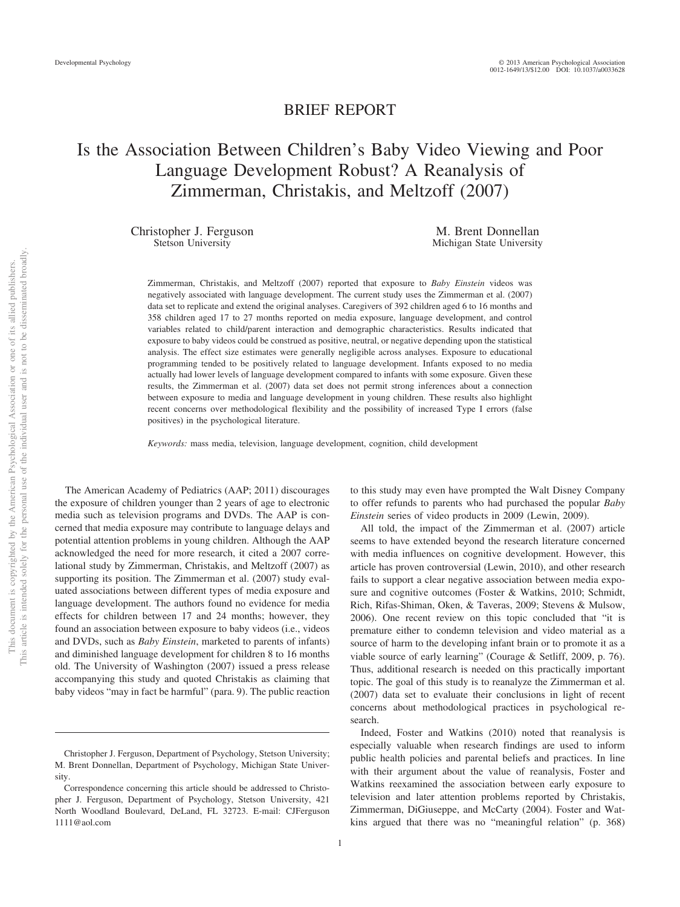BRIEF REPORT

# Is the Association Between Children's Baby Video Viewing and Poor Language Development Robust? A Reanalysis of Zimmerman, Christakis, and Meltzoff (2007)

Christopher J. Ferguson
Stetson University

M. Brent Donnellan
Michigan State University

Zimmerman, Christakis, and Meltzoff (2007) reported that exposure to *Baby Einstein* videos was negatively associated with language development. The current study uses the Zimmerman et al. (2007) data set to replicate and extend the original analyses. Caregivers of 392 children aged 6 to 16 months and 358 children aged 17 to 27 months reported on media exposure, language development, and control variables related to child/parent interaction and demographic characteristics. Results indicated that exposure to baby videos could be construed as positive, neutral, or negative depending upon the statistical analysis. The effect size estimates were generally negligible across analyses. Exposure to educational programming tended to be positively related to language development. Infants exposed to no media actually had lower levels of language development compared to infants with some exposure. Given these results, the Zimmerman et al. (2007) data set does not permit strong inferences about a connection between exposure to media and language development in young children. These results also highlight recent concerns over methodological flexibility and the possibility of increased Type I errors (false positives) in the psychological literature.

*Keywords:* mass media, television, language development, cognition, child development

The American Academy of Pediatrics (AAP; 2011) discourages the exposure of children younger than 2 years of age to electronic media such as television programs and DVDs. The AAP is concerned that media exposure may contribute to language delays and potential attention problems in young children. Although the AAP acknowledged the need for more research, it cited a 2007 correlational study by Zimmerman, Christakis, and Meltzoff (2007) as supporting its position. The Zimmerman et al. (2007) study evaluated associations between different types of media exposure and language development. The authors found no evidence for media effects for children between 17 and 24 months; however, they found an association between exposure to baby videos (i.e., videos and DVDs, such as *Baby Einstein*, marketed to parents of infants) and diminished language development for children 8 to 16 months old. The University of Washington (2007) issued a press release accompanying this study and quoted Christakis as claiming that baby videos "may in fact be harmful" (para. 9). The public reaction to this study may even have prompted the Walt Disney Company to offer refunds to parents who had purchased the popular *Baby Einstein* series of video products in 2009 (Lewin, 2009).

All told, the impact of the Zimmerman et al. (2007) article seems to have extended beyond the research literature concerned with media influences on cognitive development. However, this article has proven controversial (Lewin, 2010), and other research fails to support a clear negative association between media exposure and cognitive outcomes (Foster & Watkins, 2010; Schmidt, Rich, Rifas-Shiman, Oken, & Taveras, 2009; Stevens & Mulsow, 2006). One recent review on this topic concluded that "it is premature either to condemn television and video material as a source of harm to the developing infant brain or to promote it as a viable source of early learning" (Courage & Setliff, 2009, p. 76). Thus, additional research is needed on this practically important topic. The goal of this study is to reanalyze the Zimmerman et al. (2007) data set to evaluate their conclusions in light of recent concerns about methodological practices in psychological research.

Indeed, Foster and Watkins (2010) noted that reanalysis is especially valuable when research findings are used to inform public health policies and parental beliefs and practices. In line with their argument about the value of reanalysis, Foster and Watkins reexamined the association between early exposure to television and later attention problems reported by Christakis, Zimmerman, DiGiuseppe, and McCarty (2004). Foster and Watkins argued that there was no "meaningful relation" (p. 368)

Christopher J. Ferguson, Department of Psychology, Stetson University; M. Brent Donnellan, Department of Psychology, Michigan State University.

Correspondence concerning this article should be addressed to Christopher J. Ferguson, Department of Psychology, Stetson University, 421 North Woodland Boulevard, DeLand, FL 32723. E-mail: CJFerguson1111@aol.com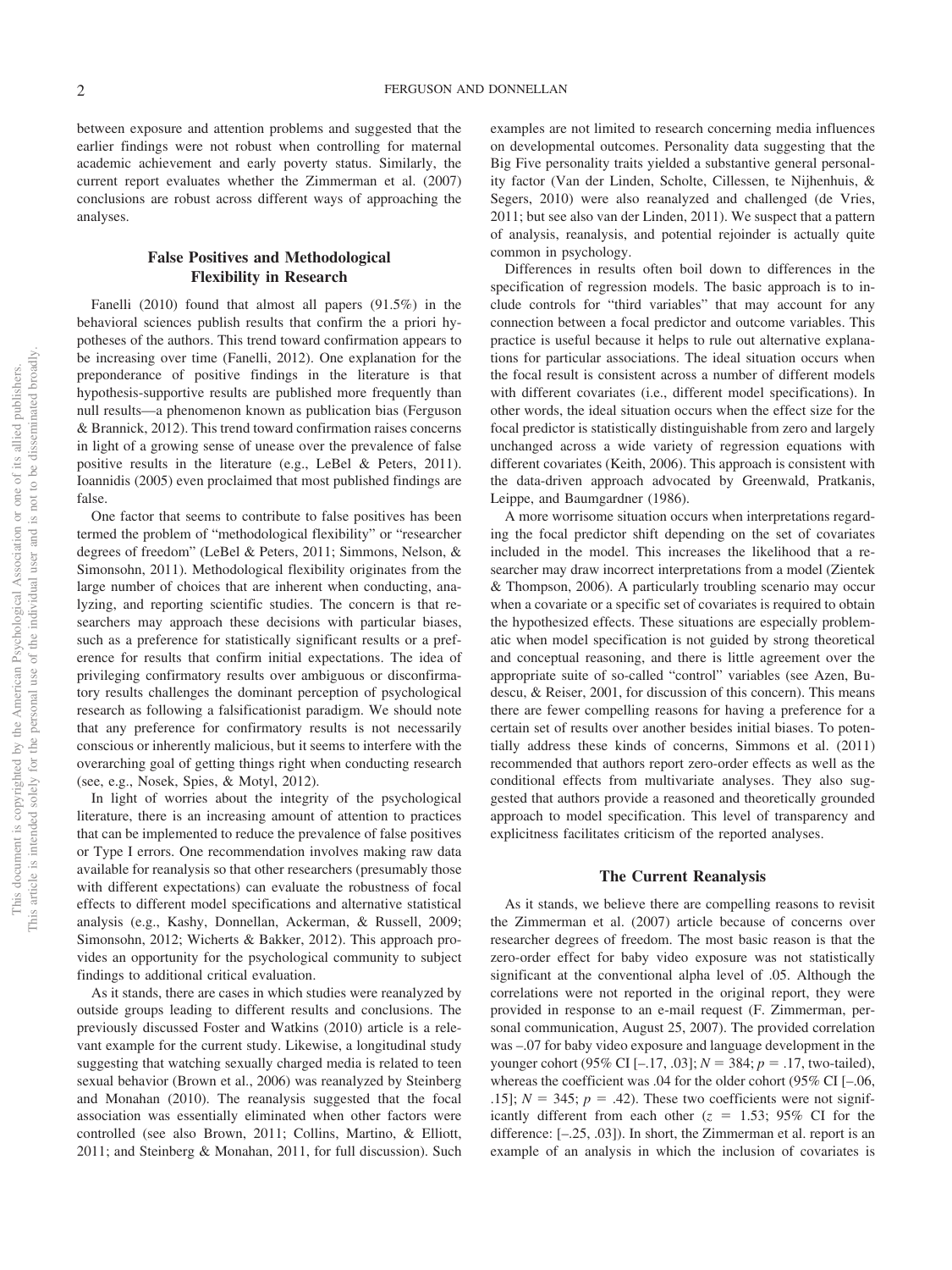between exposure and attention problems and suggested that the earlier findings were not robust when controlling for maternal academic achievement and early poverty status. Similarly, the current report evaluates whether the Zimmerman et al. (2007) conclusions are robust across different ways of approaching the analyses.

## False Positives and Methodological Flexibility in Research

Fanelli (2010) found that almost all papers (91.5%) in the behavioral sciences publish results that confirm the a priori hypotheses of the authors. This trend toward confirmation appears to be increasing over time (Fanelli, 2012). One explanation for the preponderance of positive findings in the literature is that hypothesis-supportive results are published more frequently than null results—a phenomenon known as publication bias (Ferguson & Brannick, 2012). This trend toward confirmation raises concerns in light of a growing sense of unease over the prevalence of false positive results in the literature (e.g., LeBel & Peters, 2011). Ioannidis (2005) even proclaimed that most published findings are false.

One factor that seems to contribute to false positives has been termed the problem of "methodological flexibility" or "researcher degrees of freedom" (LeBel & Peters, 2011; Simmons, Nelson, & Simonsohn, 2011). Methodological flexibility originates from the large number of choices that are inherent when conducting, analyzing, and reporting scientific studies. The concern is that researchers may approach these decisions with particular biases, such as a preference for statistically significant results or a preference for results that confirm initial expectations. The idea of privileging confirmatory results over ambiguous or disconfirmatory results challenges the dominant perception of psychological research as following a falsificationist paradigm. We should note that any preference for confirmatory results is not necessarily conscious or inherently malicious, but it seems to interfere with the overarching goal of getting things right when conducting research (see, e.g., Nosek, Spies, & Motyl, 2012).

In light of worries about the integrity of the psychological literature, there is an increasing amount of attention to practices that can be implemented to reduce the prevalence of false positives or Type I errors. One recommendation involves making raw data available for reanalysis so that other researchers (presumably those with different expectations) can evaluate the robustness of focal effects to different model specifications and alternative statistical analysis (e.g., Kashy, Donnellan, Ackerman, & Russell, 2009; Simonsohn, 2012; Wicherts & Bakker, 2012). This approach provides an opportunity for the psychological community to subject findings to additional critical evaluation.

As it stands, there are cases in which studies were reanalyzed by outside groups leading to different results and conclusions. The previously discussed Foster and Watkins (2010) article is a relevant example for the current study. Likewise, a longitudinal study suggesting that watching sexually charged media is related to teen sexual behavior (Brown et al., 2006) was reanalyzed by Steinberg and Monahan (2010). The reanalysis suggested that the focal association was essentially eliminated when other factors were controlled (see also Brown, 2011; Collins, Martino, & Elliott, 2011; and Steinberg & Monahan, 2011, for full discussion). Such examples are not limited to research concerning media influences on developmental outcomes. Personality data suggesting that the Big Five personality traits yielded a substantive general personality factor (Van der Linden, Scholte, Cillessen, te Nijhenhuis, & Segers, 2010) were also reanalyzed and challenged (de Vries, 2011; but see also van der Linden, 2011). We suspect that a pattern of analysis, reanalysis, and potential rejoinder is actually quite common in psychology.

Differences in results often boil down to differences in the specification of regression models. The basic approach is to include controls for "third variables" that may account for any connection between a focal predictor and outcome variables. This practice is useful because it helps to rule out alternative explanations for particular associations. The ideal situation occurs when the focal result is consistent across a number of different models with different covariates (i.e., different model specifications). In other words, the ideal situation occurs when the effect size for the focal predictor is statistically distinguishable from zero and largely unchanged across a wide variety of regression equations with different covariates (Keith, 2006). This approach is consistent with the data-driven approach advocated by Greenwald, Pratkanis, Leippe, and Baumgardner (1986).

A more worrisome situation occurs when interpretations regarding the focal predictor shift depending on the set of covariates included in the model. This increases the likelihood that a researcher may draw incorrect interpretations from a model (Zientek & Thompson, 2006). A particularly troubling scenario may occur when a covariate or a specific set of covariates is required to obtain the hypothesized effects. These situations are especially problematic when model specification is not guided by strong theoretical and conceptual reasoning, and there is little agreement over the appropriate suite of so-called "control" variables (see Azen, Budescu, & Reiser, 2001, for discussion of this concern). This means there are fewer compelling reasons for having a preference for a certain set of results over another besides initial biases. To potentially address these kinds of concerns, Simmons et al. (2011) recommended that authors report zero-order effects as well as the conditional effects from multivariate analyses. They also suggested that authors provide a reasoned and theoretically grounded approach to model specification. This level of transparency and explicitness facilitates criticism of the reported analyses.

## The Current Reanalysis

As it stands, we believe there are compelling reasons to revisit the Zimmerman et al. (2007) article because of concerns over researcher degrees of freedom. The most basic reason is that the zero-order effect for baby video exposure was not statistically significant at the conventional alpha level of .05. Although the correlations were not reported in the original report, they were provided in response to an e-mail request (F. Zimmerman, personal communication, August 25, 2007). The provided correlation was –.07 for baby video exposure and language development in the younger cohort (95% CI [–.17, .03]; $N = 384$; $p = .17$, two-tailed), whereas the coefficient was .04 for the older cohort (95% CI [–.06, .15]; $N = 345$; $p = .42$). These two coefficients were not significantly different from each other ($z = 1.53$; 95% CI for the difference: [–.25, .03]). In short, the Zimmerman et al. report is an example of an analysis in which the inclusion of covariates is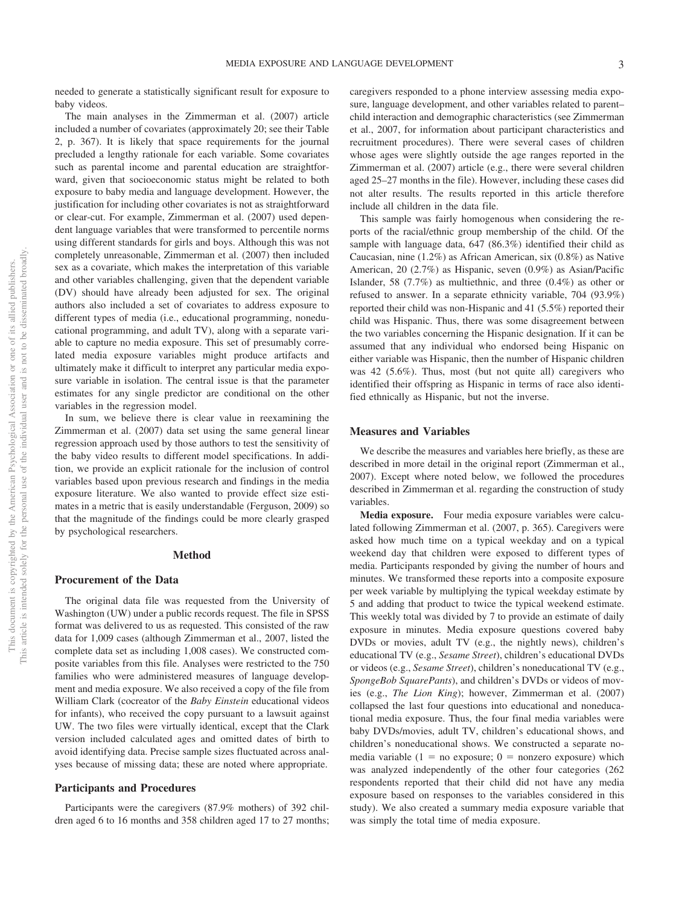needed to generate a statistically significant result for exposure to baby videos.

The main analyses in the Zimmerman et al. (2007) article included a number of covariates (approximately 20; see their Table 2, p. 367). It is likely that space requirements for the journal precluded a lengthy rationale for each variable. Some covariates such as parental income and parental education are straightforward, given that socioeconomic status might be related to both exposure to baby media and language development. However, the justification for including other covariates is not as straightforward or clear-cut. For example, Zimmerman et al. (2007) used dependent language variables that were transformed to percentile norms using different standards for girls and boys. Although this was not completely unreasonable, Zimmerman et al. (2007) then included sex as a covariate, which makes the interpretation of this variable and other variables challenging, given that the dependent variable (DV) should have already been adjusted for sex. The original authors also included a set of covariates to address exposure to different types of media (i.e., educational programming, noneducational programming, and adult TV), along with a separate variable to capture no media exposure. This set of presumably correlated media exposure variables might produce artifacts and ultimately make it difficult to interpret any particular media exposure variable in isolation. The central issue is that the parameter estimates for any single predictor are conditional on the other variables in the regression model.

In sum, we believe there is clear value in reexamining the Zimmerman et al. (2007) data set using the same general linear regression approach used by those authors to test the sensitivity of the baby video results to different model specifications. In addition, we provide an explicit rationale for the inclusion of control variables based upon previous research and findings in the media exposure literature. We also wanted to provide effect size estimates in a metric that is easily understandable (Ferguson, 2009) so that the magnitude of the findings could be more clearly grasped by psychological researchers.

# Method

## Procurement of the Data

The original data file was requested from the University of Washington (UW) under a public records request. The file in SPSS format was delivered to us as requested. This consisted of the raw data for 1,009 cases (although Zimmerman et al., 2007, listed the complete data set as including 1,008 cases). We constructed composite variables from this file. Analyses were restricted to the 750 families who were administered measures of language development and media exposure. We also received a copy of the file from William Clark (cocreator of the *Baby Einstein* educational videos for infants), who received the copy pursuant to a lawsuit against UW. The two files were virtually identical, except that the Clark version included calculated ages and omitted dates of birth to avoid identifying data. Precise sample sizes fluctuated across analyses because of missing data; these are noted where appropriate.

## Participants and Procedures

Participants were the caregivers (87.9% mothers) of 392 children aged 6 to 16 months and 358 children aged 17 to 27 months; caregivers responded to a phone interview assessing media exposure, language development, and other variables related to parent–child interaction and demographic characteristics (see Zimmerman et al., 2007, for information about participant characteristics and recruitment procedures). There were several cases of children whose ages were slightly outside the age ranges reported in the Zimmerman et al. (2007) article (e.g., there were several children aged 25–27 months in the file). However, including these cases did not alter results. The results reported in this article therefore include all children in the data file.

This sample was fairly homogenous when considering the reports of the racial/ethnic group membership of the child. Of the sample with language data, 647 (86.3%) identified their child as Caucasian, nine (1.2%) as African American, six (0.8%) as Native American, 20 (2.7%) as Hispanic, seven (0.9%) as Asian/Pacific Islander, 58 (7.7%) as multiethnic, and three (0.4%) as other or refused to answer. In a separate ethnicity variable, 704 (93.9%) reported their child was non-Hispanic and 41 (5.5%) reported their child was Hispanic. Thus, there was some disagreement between the two variables concerning the Hispanic designation. If it can be assumed that any individual who endorsed being Hispanic on either variable was Hispanic, then the number of Hispanic children was 42 (5.6%). Thus, most (but not quite all) caregivers who identified their offspring as Hispanic in terms of race also identified ethnically as Hispanic, but not the inverse.

## Measures and Variables

We describe the measures and variables here briefly, as these are described in more detail in the original report (Zimmerman et al., 2007). Except where noted below, we followed the procedures described in Zimmerman et al. regarding the construction of study variables.

**Media exposure.** Four media exposure variables were calculated following Zimmerman et al. (2007, p. 365). Caregivers were asked how much time on a typical weekday and on a typical weekend day that children were exposed to different types of media. Participants responded by giving the number of hours and minutes. We transformed these reports into a composite exposure per week variable by multiplying the typical weekday estimate by 5 and adding that product to twice the typical weekend estimate. This weekly total was divided by 7 to provide an estimate of daily exposure in minutes. Media exposure questions covered baby DVDs or movies, adult TV (e.g., the nightly news), children's educational TV (e.g., *Sesame Street*), children's educational DVDs or videos (e.g., *Sesame Street*), children's noneducational TV (e.g., *SpongeBob SquarePants*), and children's DVDs or videos of movies (e.g., *The Lion King*); however, Zimmerman et al. (2007) collapsed the last four questions into educational and noneducational media exposure. Thus, the four final media variables were baby DVDs/movies, adult TV, children's educational shows, and children's noneducational shows. We constructed a separate no-media variable (1 = no exposure; 0 = nonzero exposure) which was analyzed independently of the other four categories (262 respondents reported that their child did not have any media exposure based on responses to the variables considered in this study). We also created a summary media exposure variable that was simply the total time of media exposure.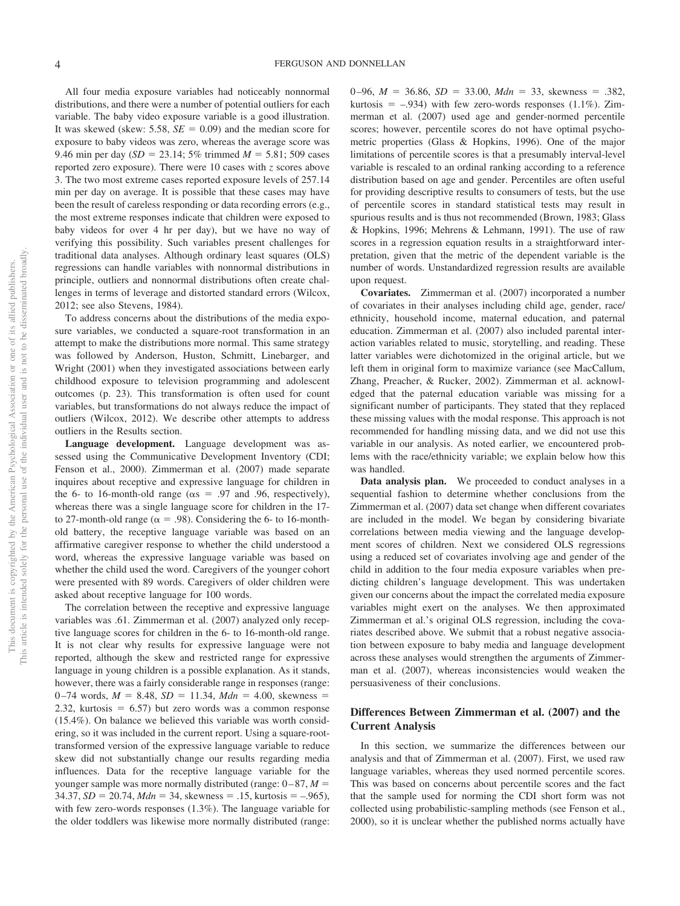All four media exposure variables had noticeably nonnormal distributions, and there were a number of potential outliers for each variable. The baby video exposure variable is a good illustration. It was skewed (skew: 5.58, $SE = 0.09$) and the median score for exposure to baby videos was zero, whereas the average score was 9.46 min per day ($SD = 23.14$; 5% trimmed $M = 5.81$; 509 cases reported zero exposure). There were 10 cases with $z$ scores above 3. The two most extreme cases reported exposure levels of 257.14 min per day on average. It is possible that these cases may have been the result of careless responding or data recording errors (e.g., the most extreme responses indicate that children were exposed to baby videos for over 4 hr per day), but we have no way of verifying this possibility. Such variables present challenges for traditional data analyses. Although ordinary least squares (OLS) regressions can handle variables with nonnormal distributions in principle, outliers and nonnormal distributions often create challenges in terms of leverage and distorted standard errors (Wilcox, 2012; see also Stevens, 1984).

To address concerns about the distributions of the media exposure variables, we conducted a square-root transformation in an attempt to make the distributions more normal. This same strategy was followed by Anderson, Huston, Schmitt, Linebarger, and Wright (2001) when they investigated associations between early childhood exposure to television programming and adolescent outcomes (p. 23). This transformation is often used for count variables, but transformations do not always reduce the impact of outliers (Wilcox, 2012). We describe other attempts to address outliers in the Results section.

**Language development.** Language development was assessed using the Communicative Development Inventory (CDI; Fenson et al., 2000). Zimmerman et al. (2007) made separate inquires about receptive and expressive language for children in the 6- to 16-month-old range ($\alpha$s = .97 and .96, respectively), whereas there was a single language score for children in the 17- to 27-month-old range ($\alpha = .98$). Considering the 6- to 16-month-old battery, the receptive language variable was based on an affirmative caregiver response to whether the child understood a word, whereas the expressive language variable was based on whether the child used the word. Caregivers of the younger cohort were presented with 89 words. Caregivers of older children were asked about receptive language for 100 words.

The correlation between the receptive and expressive language variables was .61. Zimmerman et al. (2007) analyzed only receptive language scores for children in the 6- to 16-month-old range. It is not clear why results for expressive language were not reported, although the skew and restricted range for expressive language in young children is a possible explanation. As it stands, however, there was a fairly considerable range in responses (range: 0–74 words, $M = 8.48$, $SD = 11.34$, $Mdn = 4.00$, skewness = 2.32, kurtosis = 6.57) but zero words was a common response (15.4%). On balance we believed this variable was worth considering, so it was included in the current report. Using a square-root-transformed version of the expressive language variable to reduce skew did not substantially change our results regarding media influences. Data for the receptive language variable for the younger sample was more normally distributed (range: 0–87, $M = 34.37$, $SD = 20.74$, $Mdn = 34$, skewness = .15, kurtosis = –.965), with few zero-words responses (1.3%). The language variable for the older toddlers was likewise more normally distributed (range: 0–96, $M = 36.86$, $SD = 33.00$, $Mdn = 33$, skewness = .382, kurtosis = –.934) with few zero-words responses (1.1%). Zimmerman et al. (2007) used age and gender-normed percentile scores; however, percentile scores do not have optimal psychometric properties (Glass & Hopkins, 1996). One of the major limitations of percentile scores is that a presumably interval-level variable is rescaled to an ordinal ranking according to a reference distribution based on age and gender. Percentiles are often useful for providing descriptive results to consumers of tests, but the use of percentile scores in standard statistical tests may result in spurious results and is thus not recommended (Brown, 1983; Glass & Hopkins, 1996; Mehrens & Lehmann, 1991). The use of raw scores in a regression equation results in a straightforward interpretation, given that the metric of the dependent variable is the number of words. Unstandardized regression results are available upon request.

**Covariates.** Zimmerman et al. (2007) incorporated a number of covariates in their analyses including child age, gender, race/ethnicity, household income, maternal education, and paternal education. Zimmerman et al. (2007) also included parental interaction variables related to music, storytelling, and reading. These latter variables were dichotomized in the original article, but we left them in original form to maximize variance (see MacCallum, Zhang, Preacher, & Rucker, 2002). Zimmerman et al. acknowledged that the paternal education variable was missing for a significant number of participants. They stated that they replaced these missing values with the modal response. This approach is not recommended for handling missing data, and we did not use this variable in our analysis. As noted earlier, we encountered problems with the race/ethnicity variable; we explain below how this was handled.

**Data analysis plan.** We proceeded to conduct analyses in a sequential fashion to determine whether conclusions from the Zimmerman et al. (2007) data set change when different covariates are included in the model. We began by considering bivariate correlations between media viewing and the language development scores of children. Next we considered OLS regressions using a reduced set of covariates involving age and gender of the child in addition to the four media exposure variables when predicting children's language development. This was undertaken given our concerns about the impact the correlated media exposure variables might exert on the analyses. We then approximated Zimmerman et al.'s original OLS regression, including the covariates described above. We submit that a robust negative association between exposure to baby media and language development across these analyses would strengthen the arguments of Zimmerman et al. (2007), whereas inconsistencies would weaken the persuasiveness of their conclusions.

## Differences Between Zimmerman et al. (2007) and the Current Analysis

In this section, we summarize the differences between our analysis and that of Zimmerman et al. (2007). First, we used raw language variables, whereas they used normed percentile scores. This was based on concerns about percentile scores and the fact that the sample used for norming the CDI short form was not collected using probabilistic-sampling methods (see Fenson et al., 2000), so it is unclear whether the published norms actually have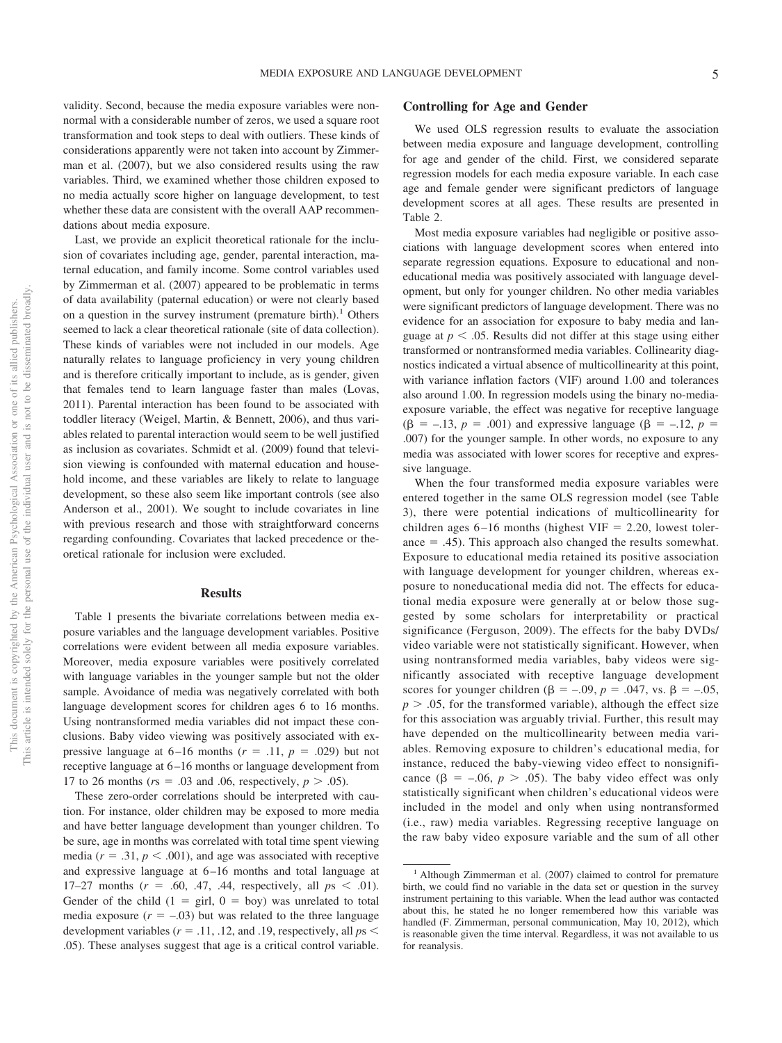validity. Second, because the media exposure variables were nonnormal with a considerable number of zeros, we used a square root transformation and took steps to deal with outliers. These kinds of considerations apparently were not taken into account by Zimmerman et al. (2007), but we also considered results using the raw variables. Third, we examined whether those children exposed to no media actually score higher on language development, to test whether these data are consistent with the overall AAP recommendations about media exposure.

Last, we provide an explicit theoretical rationale for the inclusion of covariates including age, gender, parental interaction, maternal education, and family income. Some control variables used by Zimmerman et al. (2007) appeared to be problematic in terms of data availability (paternal education) or were not clearly based on a question in the survey instrument (premature birth).[1] Others seemed to lack a clear theoretical rationale (site of data collection). These kinds of variables were not included in our models. Age naturally relates to language proficiency in very young children and is therefore critically important to include, as is gender, given that females tend to learn language faster than males (Lovas, 2011). Parental interaction has been found to be associated with toddler literacy (Weigel, Martin, & Bennett, 2006), and thus variables related to parental interaction would seem to be well justified as inclusion as covariates. Schmidt et al. (2009) found that television viewing is confounded with maternal education and household income, and these variables are likely to relate to language development, so these also seem like important controls (see also Anderson et al., 2001). We sought to include covariates in line with previous research and those with straightforward concerns regarding confounding. Covariates that lacked precedence or theoretical rationale for inclusion were excluded.

## Results

Table 1 presents the bivariate correlations between media exposure variables and the language development variables. Positive correlations were evident between all media exposure variables. Moreover, media exposure variables were positively correlated with language variables in the younger sample but not the older sample. Avoidance of media was negatively correlated with both language development scores for children ages 6 to 16 months. Using nontransformed media variables did not impact these conclusions. Baby video viewing was positively associated with expressive language at 6–16 months ($r = .11$, $p = .029$) but not receptive language at 6–16 months or language development from 17 to 26 months ($rs = .03$ and $.06$, respectively, $p > .05$).

These zero-order correlations should be interpreted with caution. For instance, older children may be exposed to more media and have better language development than younger children. To be sure, age in months was correlated with total time spent viewing media ($r = .31$, $p < .001$), and age was associated with receptive and expressive language at 6–16 months and total language at 17–27 months ($r = .60, .47, .44$, respectively, all $ps < .01$). Gender of the child ($1$ = girl, $0$ = boy) was unrelated to total media exposure ($r = -.03$) but was related to the three language development variables ($r = .11, .12$, and $.19$, respectively, all $ps < .05$). These analyses suggest that age is a critical control variable.

### Controlling for Age and Gender

We used OLS regression results to evaluate the association between media exposure and language development, controlling for age and gender of the child. First, we considered separate regression models for each media exposure variable. In each case age and female gender were significant predictors of language development scores at all ages. These results are presented in Table 2.

Most media exposure variables had negligible or positive associations with language development scores when entered into separate regression equations. Exposure to educational and noneducational media was positively associated with language development, but only for younger children. No other media variables were significant predictors of language development. There was no evidence for an association for exposure to baby media and language at $p < .05$. Results did not differ at this stage using either transformed or nontransformed media variables. Collinearity diagnostics indicated a virtual absence of multicollinearity at this point, with variance inflation factors (VIF) around 1.00 and tolerances also around 1.00. In regression models using the binary no-media-exposure variable, the effect was negative for receptive language ($\beta = -.13$, $p = .001$) and expressive language ($\beta = -.12$, $p = .007$) for the younger sample. In other words, no exposure to any media was associated with lower scores for receptive and expressive language.

When the four transformed media exposure variables were entered together in the same OLS regression model (see Table 3), there were potential indications of multicollinearity for children ages 6–16 months (highest VIF = 2.20, lowest tolerance = .45). This approach also changed the results somewhat. Exposure to educational media retained its positive association with language development for younger children, whereas exposure to noneducational media did not. The effects for educational media exposure were generally at or below those suggested by some scholars for interpretability or practical significance (Ferguson, 2009). The effects for the baby DVDs/video variable were not statistically significant. However, when using nontransformed media variables, baby videos were significantly associated with receptive language development scores for younger children ($\beta = -.09$, $p = .047$, vs. $\beta = -.05$, $p > .05$, for the transformed variable), although the effect size for this association was arguably trivial. Further, this result may have depended on the multicollinearity between media variables. Removing exposure to children's educational media, for instance, reduced the baby-viewing video effect to nonsignificance ($\beta = -.06$, $p > .05$). The baby video effect was only statistically significant when children's educational videos were included in the model and only when using nontransformed (i.e., raw) media variables. Regressing receptive language on the raw baby video exposure variable and the sum of all other

[1] Although Zimmerman et al. (2007) claimed to control for premature birth, we could find no variable in the data set or question in the survey instrument pertaining to this variable. When the lead author was contacted about this, he stated he no longer remembered how this variable was handled (F. Zimmerman, personal communication, May 10, 2012), which is reasonable given the time interval. Regardless, it was not available to us for reanalysis.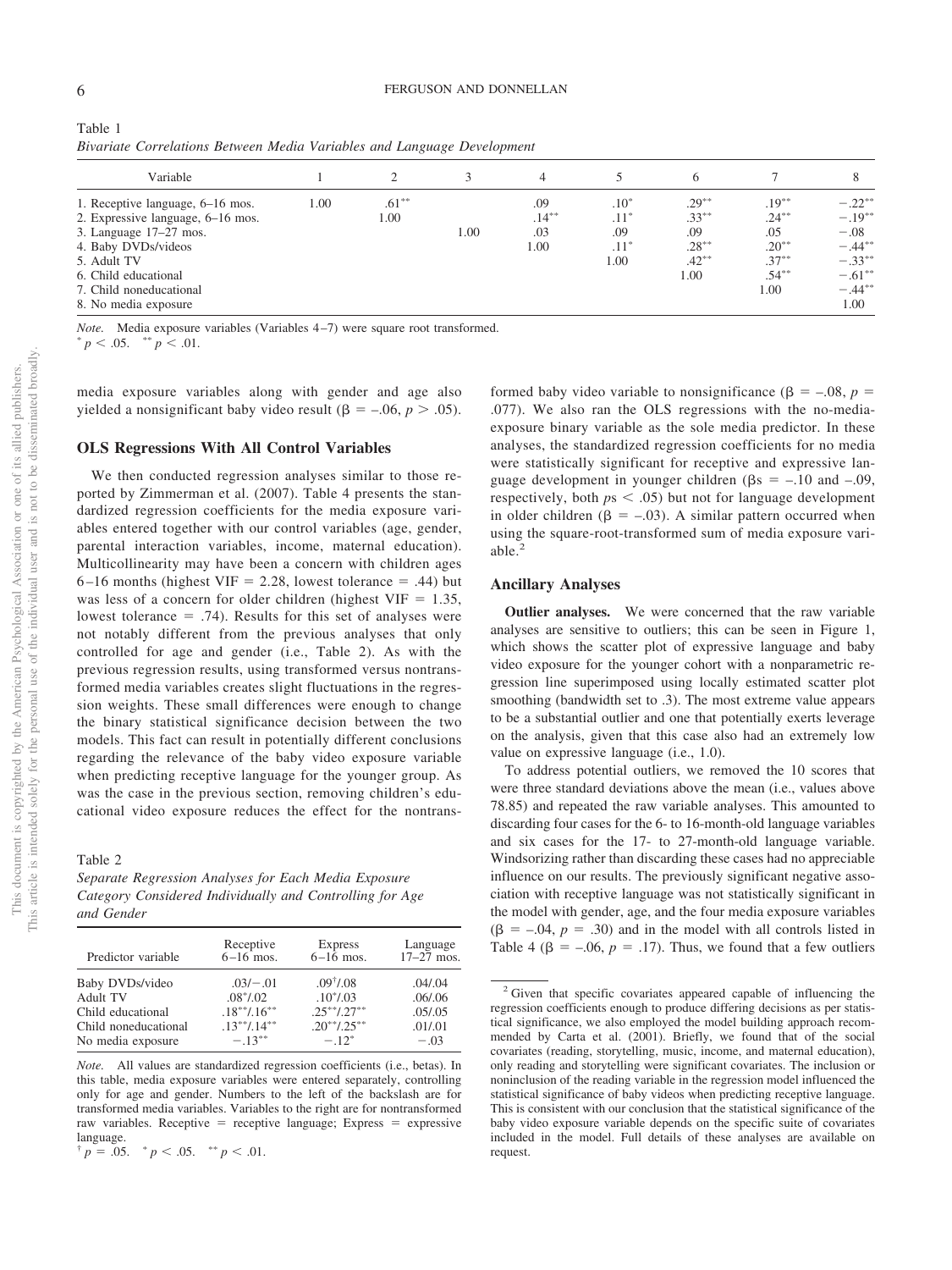Table 1
*Bivariate Correlations Between Media Variables and Language Development*

| Variable | 1 | 2 | 3 | 4 | 5 | 6 | 7 | 8 |
|---|---|---|---|---|---|---|---|---|
| 1. Receptive language, 6–16 mos. | 1.00 | .61** | | .09 | .10* | .29** | .19** | −.22** |
| 2. Expressive language, 6–16 mos. | | 1.00 | | .14** | .11* | .33** | .24** | −.19** |
| 3. Language 17–27 mos. | | | 1.00 | .03 | .09 | .09 | .05 | −.08 |
| 4. Baby DVDs/videos | | | | 1.00 | .11* | .28** | .20** | −.44** |
| 5. Adult TV | | | | | 1.00 | .42** | .37** | −.33** |
| 6. Child educational | | | | | | 1.00 | .54** | −.61** |
| 7. Child noneducational | | | | | | | 1.00 | −.44** |
| 8. No media exposure | | | | | | | | 1.00 |

*Note.* Media exposure variables (Variables 4–7) were square root transformed.
* $p < .05$. ** $p < .01$.

media exposure variables along with gender and age also yielded a nonsignificant baby video result ($\beta = -.06$, $p > .05$).

## OLS Regressions With All Control Variables

We then conducted regression analyses similar to those reported by Zimmerman et al. (2007). Table 4 presents the standardized regression coefficients for the media exposure variables entered together with our control variables (age, gender, parental interaction variables, income, maternal education). Multicollinearity may have been a concern with children ages 6–16 months (highest VIF = 2.28, lowest tolerance = .44) but was less of a concern for older children (highest VIF = 1.35, lowest tolerance = .74). Results for this set of analyses were not notably different from the previous analyses that only controlled for age and gender (i.e., Table 2). As with the previous regression results, using transformed versus nontransformed media variables creates slight fluctuations in the regression weights. These small differences were enough to change the binary statistical significance decision between the two models. This fact can result in potentially different conclusions regarding the relevance of the baby video exposure variable when predicting receptive language for the younger group. As was the case in the previous section, removing children's educational video exposure reduces the effect for the nontransformed baby video variable to nonsignificance ($\beta = -.08$, $p = .077$). We also ran the OLS regressions with the no-media-exposure binary variable as the sole media predictor. In these analyses, the standardized regression coefficients for no media were statistically significant for receptive and expressive language development in younger children ($\beta$s = −.10 and −.09, respectively, both $p$s < .05) but not for language development in older children ($\beta = -.03$). A similar pattern occurred when using the square-root-transformed sum of media exposure variable.[2]

Table 2
*Separate Regression Analyses for Each Media Exposure Category Considered Individually and Controlling for Age and Gender*

| Predictor variable | Receptive 6–16 mos. | Express 6–16 mos. | Language 17–27 mos. |
|---|---|---|---|
| Baby DVDs/video | .03/−.01 | .09†/.08 | .04/.04 |
| Adult TV | .08*/.02 | .10*/.03 | .06/.06 |
| Child educational | .18**/.16** | .25**/.27** | .05/.05 |
| Child noneducational | .13**/.14** | .20**/.25** | .01/.01 |
| No media exposure | −.13** | −.12* | −.03 |

*Note.* All values are standardized regression coefficients (i.e., betas). In this table, media exposure variables were entered separately, controlling only for age and gender. Numbers to the left of the backslash are for transformed media variables. Variables to the right are for nontransformed raw variables. Receptive = receptive language; Express = expressive language.
† $p = .05$. * $p < .05$. ** $p < .01$.

## Ancillary Analyses

**Outlier analyses.** We were concerned that the raw variable analyses are sensitive to outliers; this can be seen in Figure 1, which shows the scatter plot of expressive language and baby video exposure for the younger cohort with a nonparametric regression line superimposed using locally estimated scatter plot smoothing (bandwidth set to .3). The most extreme value appears to be a substantial outlier and one that potentially exerts leverage on the analysis, given that this case also had an extremely low value on expressive language (i.e., 1.0).

To address potential outliers, we removed the 10 scores that were three standard deviations above the mean (i.e., values above 78.85) and repeated the raw variable analyses. This amounted to discarding four cases for the 6- to 16-month-old language variables and six cases for the 17- to 27-month-old language variable. Winsorizing rather than discarding these cases had no appreciable influence on our results. The previously significant negative association with receptive language was not statistically significant in the model with gender, age, and the four media exposure variables ($\beta = -.04$, $p = .30$) and in the model with all controls listed in Table 4 ($\beta = -.06$, $p = .17$). Thus, we found that a few outliers

[2] Given that specific covariates appeared capable of influencing the regression coefficients enough to produce differing decisions as per statistical significance, we also employed the model building approach recommended by Carta et al. (2001). Briefly, we found that of the social covariates (reading, storytelling, music, income, and maternal education), only reading and storytelling were significant covariates. The inclusion or noninclusion of the reading variable in the regression model influenced the statistical significance of baby videos when predicting receptive language. This is consistent with our conclusion that the statistical significance of the baby video exposure variable depends on the specific suite of covariates included in the model. Full details of these analyses are available on request.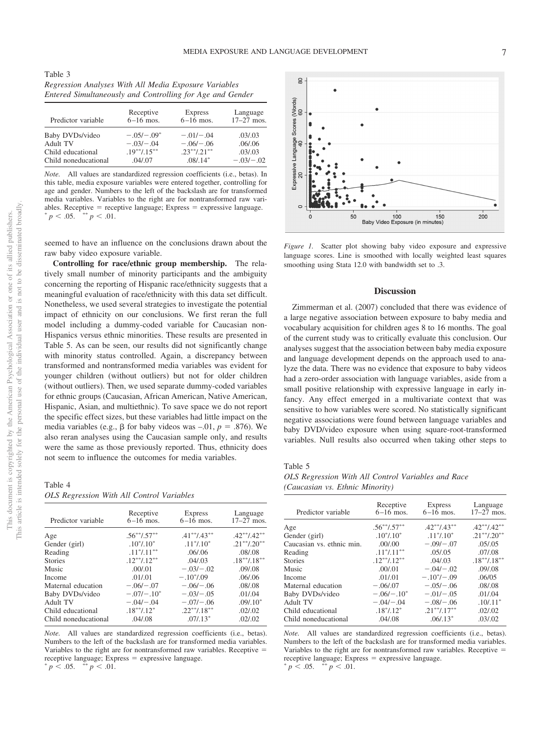Table 3
*Regression Analyses With All Media Exposure Variables Entered Simultaneously and Controlling for Age and Gender*

| Predictor variable | Receptive 6–16 mos. | Express 6–16 mos. | Language 17–27 mos. |
|---|---|---|---|
| Baby DVDs/video | −.05/−.09* | −.01/−.04 | .03/.03 |
| Adult TV | −.03/−.04 | −.06/−.06 | .06/.06 |
| Child educational | .19**/.15** | .23**/.21** | .03/.03 |
| Child noneducational | .04/.07 | .08/.14* | −.03/−.02 |

*Note.* All values are standardized regression coefficients (i.e., betas). In this table, media exposure variables were entered together, controlling for age and gender. Numbers to the left of the backslash are for transformed media variables. Variables to the right are for nontransformed raw variables. Receptive = receptive language; Express = expressive language.
* $p < .05$. ** $p < .01$.

seemed to have an influence on the conclusions drawn about the raw baby video exposure variable.

**Controlling for race/ethnic group membership.** The relatively small number of minority participants and the ambiguity concerning the reporting of Hispanic race/ethnicity suggests that a meaningful evaluation of race/ethnicity with this data set difficult. Nonetheless, we used several strategies to investigate the potential impact of ethnicity on our conclusions. We first reran the full model including a dummy-coded variable for Caucasian non-Hispanics versus ethnic minorities. These results are presented in Table 5. As can be seen, our results did not significantly change with minority status controlled. Again, a discrepancy between transformed and nontransformed media variables was evident for younger children (without outliers) but not for older children (without outliers). Then, we used separate dummy-coded variables for ethnic groups (Caucasian, African American, Native American, Hispanic, Asian, and multiethnic). To save space we do not report the specific effect sizes, but these variables had little impact on the media variables (e.g., $\beta$ for baby videos was –.01, $p = .876$). We also reran analyses using the Caucasian sample only, and results were the same as those previously reported. Thus, ethnicity does not seem to influence the outcomes for media variables.

Table 4
*OLS Regression With All Control Variables*

| Predictor variable | Receptive 6–16 mos. | Express 6–16 mos. | Language 17–27 mos. |
|---|---|---|---|
| Age | .56**/.57** | .41**/.43** | .42**/.42** |
| Gender (girl) | .10*/.10* | .11*/.10* | .21**/.20** |
| Reading | .11*/.11** | .06/.06 | .08/.08 |
| Stories | .12**/.12** | .04/.03 | .18**/.18** |
| Music | .00/.01 | −.03/−.02 | .09/.08 |
| Income | .01/.01 | −.10*/.09 | .06/.06 |
| Maternal education | −.06/−.07 | −.06/−.06 | .08/.08 |
| Baby DVDs/video | −.07/−.10* | −.03/−.05 | .01/.04 |
| Adult TV | −.04/−.04 | −.07/−.06 | .09/.10* |
| Child educational | .18**/.12* | .22**/.18** | .02/.02 |
| Child noneducational | .04/.08 | .07/.13* | .02/.02 |

*Note.* All values are standardized regression coefficients (i.e., betas). Numbers to the left of the backslash are for transformed media variables. Variables to the right are for nontransformed raw variables. Receptive = receptive language; Express = expressive language.
* $p < .05$. ** $p < .01$.

*Figure 1.* Scatter plot showing baby video exposure and expressive language scores. Line is smoothed with locally weighted least squares smoothing using Stata 12.0 with bandwidth set to .3.

## Discussion

Zimmerman et al. (2007) concluded that there was evidence of a large negative association between exposure to baby media and vocabulary acquisition for children ages 8 to 16 months. The goal of the current study was to critically evaluate this conclusion. Our analyses suggest that the association between baby media exposure and language development depends on the approach used to analyze the data. There was no evidence that exposure to baby videos had a zero-order association with language variables, aside from a small positive relationship with expressive language in early infancy. Any effect emerged in a multivariate context that was sensitive to how variables were scored. No statistically significant negative associations were found between language variables and baby DVD/video exposure when using square-root-transformed variables. Null results also occurred when taking other steps to

Table 5
*OLS Regression With All Control Variables and Race (Caucasian vs. Ethnic Minority)*

| Predictor variable | Receptive 6–16 mos. | Express 6–16 mos. | Language 17–27 mos. |
|---|---|---|---|
| Age | .56**/.57** | .42**/.43** | .42**/.42** |
| Gender (girl) | .10*/.10* | .11*/.10* | .21**/.20** |
| Caucasian vs. ethnic min. | .00/.00 | −.09/−.07 | .05/.05 |
| Reading | .11*/.11** | .05/.05 | .07/.08 |
| Stories | .12**/.12** | .04/.03 | .18**/.18** |
| Music | .00/.01 | −.04/−.02 | .09/.08 |
| Income | .01/.01 | −.10*/−.09 | .06/05 |
| Maternal education | −.06/.07 | −.05/−.06 | .08/.08 |
| Baby DVDs/video | −.06/−.10* | −.01/−.05 | .01/.04 |
| Adult TV | −.04/−.04 | −.08/−.06 | .10/.11* |
| Child educational | .18*/.12* | .21**/.17** | .02/.02 |
| Child noneducational | .04/.08 | .06/.13* | .03/.02 |

*Note.* All values are standardized regression coefficients (i.e., betas). Numbers to the left of the backslash are for transformed media variables. Variables to the right are for nontransformed raw variables. Receptive = receptive language; Express = expressive language.
* $p < .05$. ** $p < .01$.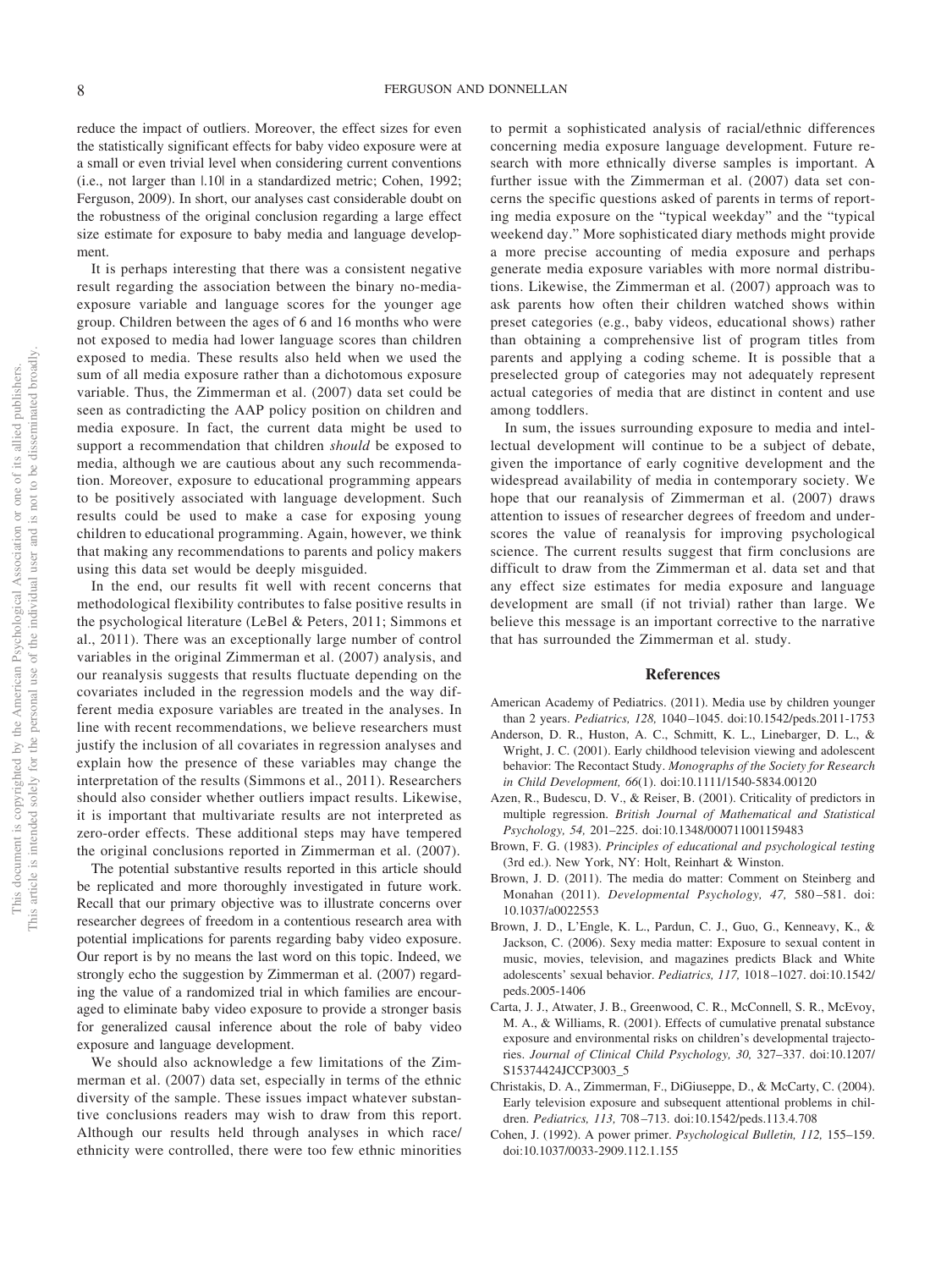reduce the impact of outliers. Moreover, the effect sizes for even the statistically significant effects for baby video exposure were at a small or even trivial level when considering current conventions (i.e., not larger than $|.10|$ in a standardized metric; Cohen, 1992; Ferguson, 2009). In short, our analyses cast considerable doubt on the robustness of the original conclusion regarding a large effect size estimate for exposure to baby media and language development.

It is perhaps interesting that there was a consistent negative result regarding the association between the binary no-media-exposure variable and language scores for the younger age group. Children between the ages of 6 and 16 months who were not exposed to media had lower language scores than children exposed to media. These results also held when we used the sum of all media exposure rather than a dichotomous exposure variable. Thus, the Zimmerman et al. (2007) data set could be seen as contradicting the AAP policy position on children and media exposure. In fact, the current data might be used to support a recommendation that children *should* be exposed to media, although we are cautious about any such recommendation. Moreover, exposure to educational programming appears to be positively associated with language development. Such results could be used to make a case for exposing young children to educational programming. Again, however, we think that making any recommendations to parents and policy makers using this data set would be deeply misguided.

In the end, our results fit well with recent concerns that methodological flexibility contributes to false positive results in the psychological literature (LeBel & Peters, 2011; Simmons et al., 2011). There was an exceptionally large number of control variables in the original Zimmerman et al. (2007) analysis, and our reanalysis suggests that results fluctuate depending on the covariates included in the regression models and the way different media exposure variables are treated in the analyses. In line with recent recommendations, we believe researchers must justify the inclusion of all covariates in regression analyses and explain how the presence of these variables may change the interpretation of the results (Simmons et al., 2011). Researchers should also consider whether outliers impact results. Likewise, it is important that multivariate results are not interpreted as zero-order effects. These additional steps may have tempered the original conclusions reported in Zimmerman et al. (2007).

The potential substantive results reported in this article should be replicated and more thoroughly investigated in future work. Recall that our primary objective was to illustrate concerns over researcher degrees of freedom in a contentious research area with potential implications for parents regarding baby video exposure. Our report is by no means the last word on this topic. Indeed, we strongly echo the suggestion by Zimmerman et al. (2007) regarding the value of a randomized trial in which families are encouraged to eliminate baby video exposure to provide a stronger basis for generalized causal inference about the role of baby video exposure and language development.

We should also acknowledge a few limitations of the Zimmerman et al. (2007) data set, especially in terms of the ethnic diversity of the sample. These issues impact whatever substantive conclusions readers may wish to draw from this report. Although our results held through analyses in which race/ethnicity were controlled, there were too few ethnic minorities to permit a sophisticated analysis of racial/ethnic differences concerning media exposure language development. Future research with more ethnically diverse samples is important. A further issue with the Zimmerman et al. (2007) data set concerns the specific questions asked of parents in terms of reporting media exposure on the "typical weekday" and the "typical weekend day." More sophisticated diary methods might provide a more precise accounting of media exposure and perhaps generate media exposure variables with more normal distributions. Likewise, the Zimmerman et al. (2007) approach was to ask parents how often their children watched shows within preset categories (e.g., baby videos, educational shows) rather than obtaining a comprehensive list of program titles from parents and applying a coding scheme. It is possible that a preselected group of categories may not adequately represent actual categories of media that are distinct in content and use among toddlers.

In sum, the issues surrounding exposure to media and intellectual development will continue to be a subject of debate, given the importance of early cognitive development and the widespread availability of media in contemporary society. We hope that our reanalysis of Zimmerman et al. (2007) draws attention to issues of researcher degrees of freedom and underscores the value of reanalysis for improving psychological science. The current results suggest that firm conclusions are difficult to draw from the Zimmerman et al. data set and that any effect size estimates for media exposure and language development are small (if not trivial) rather than large. We believe this message is an important corrective to the narrative that has surrounded the Zimmerman et al. study.

## References

American Academy of Pediatrics. (2011). Media use by children younger than 2 years. *Pediatrics, 128,* 1040–1045. doi:10.1542/peds.2011-1753

Anderson, D. R., Huston, A. C., Schmitt, K. L., Linebarger, D. L., & Wright, J. C. (2001). Early childhood television viewing and adolescent behavior: The Recontact Study. *Monographs of the Society for Research in Child Development, 66*(1). doi:10.1111/1540-5834.00120

Azen, R., Budescu, D. V., & Reiser, B. (2001). Criticality of predictors in multiple regression. *British Journal of Mathematical and Statistical Psychology, 54,* 201–225. doi:10.1348/000711001159483

Brown, F. G. (1983). *Principles of educational and psychological testing* (3rd ed.). New York, NY: Holt, Reinhart & Winston.

Brown, J. D. (2011). The media do matter: Comment on Steinberg and Monahan (2011). *Developmental Psychology, 47,* 580–581. doi:10.1037/a0022553

Brown, J. D., L'Engle, K. L., Pardun, C. J., Guo, G., Kenneavy, K., & Jackson, C. (2006). Sexy media matter: Exposure to sexual content in music, movies, television, and magazines predicts Black and White adolescents' sexual behavior. *Pediatrics, 117,* 1018–1027. doi:10.1542/peds.2005-1406

Carta, J. J., Atwater, J. B., Greenwood, C. R., McConnell, S. R., McEvoy, M. A., & Williams, R. (2001). Effects of cumulative prenatal substance exposure and environmental risks on children's developmental trajectories. *Journal of Clinical Child Psychology, 30,* 327–337. doi:10.1207/S15374424JCCP3003_5

Christakis, D. A., Zimmerman, F., DiGiuseppe, D., & McCarty, C. (2004). Early television exposure and subsequent attentional problems in children. *Pediatrics, 113,* 708–713. doi:10.1542/peds.113.4.708

Cohen, J. (1992). A power primer. *Psychological Bulletin, 112,* 155–159. doi:10.1037/0033-2909.112.1.155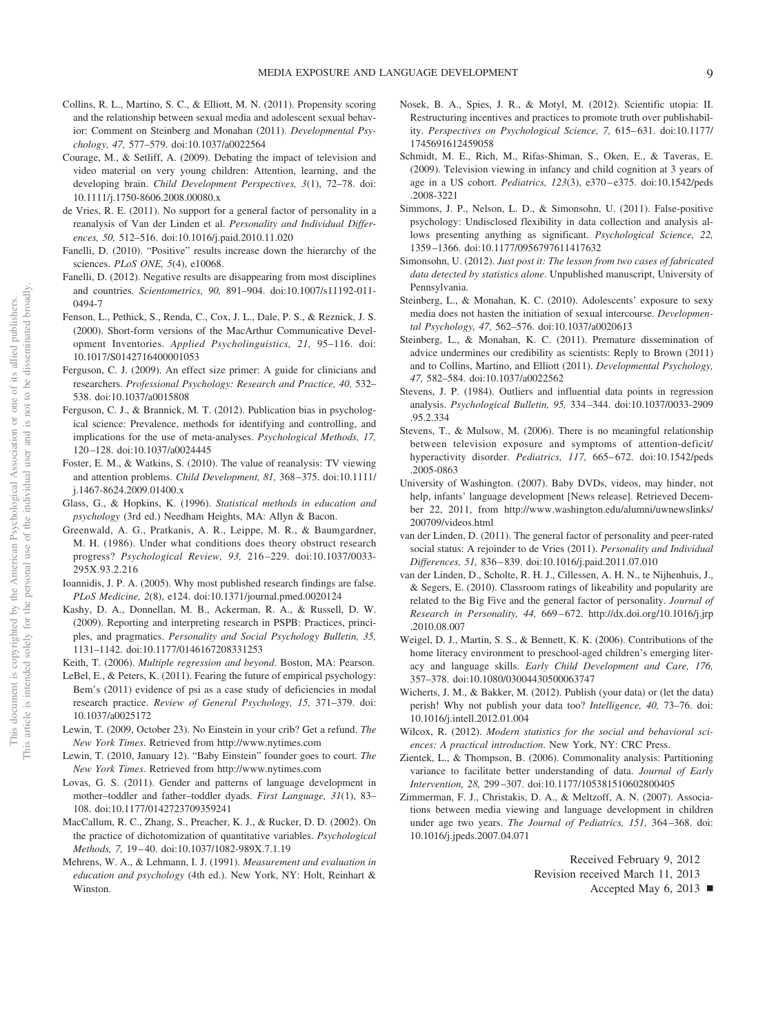Collins, R. L., Martino, S. C., & Elliott, M. N. (2011). Propensity scoring and the relationship between sexual media and adolescent sexual behavior: Comment on Steinberg and Monahan (2011). *Developmental Psychology, 47,* 577–579. doi:10.1037/a0022564

Courage, M., & Setliff, A. (2009). Debating the impact of television and video material on very young children: Attention, learning, and the developing brain. *Child Development Perspectives, 3*(1), 72–78. doi:10.1111/j.1750-8606.2008.00080.x

de Vries, R. E. (2011). No support for a general factor of personality in a reanalysis of Van der Linden et al. *Personality and Individual Differences, 50,* 512–516. doi:10.1016/j.paid.2010.11.020

Fanelli, D. (2010). "Positive" results increase down the hierarchy of the sciences. *PLoS ONE, 5*(4), e10068.

Fanelli, D. (2012). Negative results are disappearing from most disciplines and countries. *Scientometrics, 90,* 891–904. doi:10.1007/s11192-011-0494-7

Fenson, L., Pethick, S., Renda, C., Cox, J. L., Dale, P. S., & Reznick, J. S. (2000). Short-form versions of the MacArthur Communicative Development Inventories. *Applied Psycholinguistics, 21,* 95–116. doi:10.1017/S0142716400001053

Ferguson, C. J. (2009). An effect size primer: A guide for clinicians and researchers. *Professional Psychology: Research and Practice, 40,* 532–538. doi:10.1037/a0015808

Ferguson, C. J., & Brannick, M. T. (2012). Publication bias in psychological science: Prevalence, methods for identifying and controlling, and implications for the use of meta-analyses. *Psychological Methods, 17,* 120–128. doi:10.1037/a0024445

Foster, E. M., & Watkins, S. (2010). The value of reanalysis: TV viewing and attention problems. *Child Development, 81,* 368–375. doi:10.1111/j.1467-8624.2009.01400.x

Glass, G., & Hopkins, K. (1996). *Statistical methods in education and psychology* (3rd ed.) Needham Heights, MA: Allyn & Bacon.

Greenwald, A. G., Pratkanis, A. R., Leippe, M. R., & Baumgardner, M. H. (1986). Under what conditions does theory obstruct research progress? *Psychological Review, 93,* 216–229. doi:10.1037/0033-295X.93.2.216

Ioannidis, J. P. A. (2005). Why most published research findings are false. *PLoS Medicine, 2*(8), e124. doi:10.1371/journal.pmed.0020124

Kashy, D. A., Donnellan, M. B., Ackerman, R. A., & Russell, D. W. (2009). Reporting and interpreting research in PSPB: Practices, principles, and pragmatics. *Personality and Social Psychology Bulletin, 35,* 1131–1142. doi:10.1177/0146167208331253

Keith, T. (2006). *Multiple regression and beyond.* Boston, MA: Pearson.

LeBel, E., & Peters, K. (2011). Fearing the future of empirical psychology: Bem's (2011) evidence of psi as a case study of deficiencies in modal research practice. *Review of General Psychology, 15,* 371–379. doi:10.1037/a0025172

Lewin, T. (2009, October 23). No Einstein in your crib? Get a refund. *The New York Times*. Retrieved from http://www.nytimes.com

Lewin, T. (2010, January 12). "Baby Einstein" founder goes to court. *The New York Times*. Retrieved from http://www.nytimes.com

Lovas, G. S. (2011). Gender and patterns of language development in mother–toddler and father–toddler dyads. *First Language, 31*(1), 83–108. doi:10.1177/0142723709359241

MacCallum, R. C., Zhang, S., Preacher, K. J., & Rucker, D. D. (2002). On the practice of dichotomization of quantitative variables. *Psychological Methods, 7,* 19–40. doi:10.1037/1082-989X.7.1.19

Mehrens, W. A., & Lehmann, I. J. (1991). *Measurement and evaluation in education and psychology* (4th ed.). New York, NY: Holt, Reinhart & Winston.

Nosek, B. A., Spies, J. R., & Motyl, M. (2012). Scientific utopia: II. Restructuring incentives and practices to promote truth over publishability. *Perspectives on Psychological Science, 7,* 615–631. doi:10.1177/1745691612459058

Schmidt, M. E., Rich, M., Rifas-Shiman, S., Oken, E., & Taveras, E. (2009). Television viewing in infancy and child cognition at 3 years of age in a US cohort. *Pediatrics, 123*(3), e370–e375. doi:10.1542/peds.2008-3221

Simmons, J. P., Nelson, L. D., & Simonsohn, U. (2011). False-positive psychology: Undisclosed flexibility in data collection and analysis allows presenting anything as significant. *Psychological Science, 22,* 1359–1366. doi:10.1177/0956797611417632

Simonsohn, U. (2012). *Just post it: The lesson from two cases of fabricated data detected by statistics alone*. Unpublished manuscript, University of Pennsylvania.

Steinberg, L., & Monahan, K. C. (2010). Adolescents' exposure to sexy media does not hasten the initiation of sexual intercourse. *Developmental Psychology, 47,* 562–576. doi:10.1037/a0020613

Steinberg, L., & Monahan, K. C. (2011). Premature dissemination of advice undermines our credibility as scientists: Reply to Brown (2011) and to Collins, Martino, and Elliott (2011). *Developmental Psychology, 47,* 582–584. doi:10.1037/a0022562

Stevens, J. P. (1984). Outliers and influential data points in regression analysis. *Psychological Bulletin, 95,* 334–344. doi:10.1037/0033-2909.95.2.334

Stevens, T., & Mulsow, M. (2006). There is no meaningful relationship between television exposure and symptoms of attention-deficit/hyperactivity disorder. *Pediatrics, 117,* 665–672. doi:10.1542/peds.2005-0863

University of Washington. (2007). Baby DVDs, videos, may hinder, not help, infants' language development [News release]. Retrieved December 22, 2011, from http://www.washington.edu/alumni/uwnewslinks/200709/videos.html

van der Linden, D. (2011). The general factor of personality and peer-rated social status: A rejoinder to de Vries (2011). *Personality and Individual Differences, 51,* 836–839. doi:10.1016/j.paid.2011.07.010

van der Linden, D., Scholte, R. H. J., Cillessen, A. H. N., te Nijhenhuis, J., & Segers, E. (2010). Classroom ratings of likeability and popularity are related to the Big Five and the general factor of personality. *Journal of Research in Personality, 44,* 669–672. http://dx.doi.org/10.1016/j.jrp.2010.08.007

Weigel, D. J., Martin, S. S., & Bennett, K. K. (2006). Contributions of the home literacy environment to preschool-aged children's emerging literacy and language skills. *Early Child Development and Care, 176,* 357–378. doi:10.1080/03004430500063747

Wicherts, J. M., & Bakker, M. (2012). Publish (your data) or (let the data) perish! Why not publish your data too? *Intelligence, 40,* 73–76. doi:10.1016/j.intell.2012.01.004

Wilcox, R. (2012). *Modern statistics for the social and behavioral sciences: A practical introduction*. New York, NY: CRC Press.

Zientek, L., & Thompson, B. (2006). Commonality analysis: Partitioning variance to facilitate better understanding of data. *Journal of Early Intervention, 28,* 299–307. doi:10.1177/105381510602800405

Zimmerman, F. J., Christakis, D. A., & Meltzoff, A. N. (2007). Associations between media viewing and language development in children under age two years. *The Journal of Pediatrics, 151,* 364–368. doi:10.1016/j.jpeds.2007.04.071

Received February 9, 2012
Revision received March 11, 2013
Accepted May 6, 2013 ■